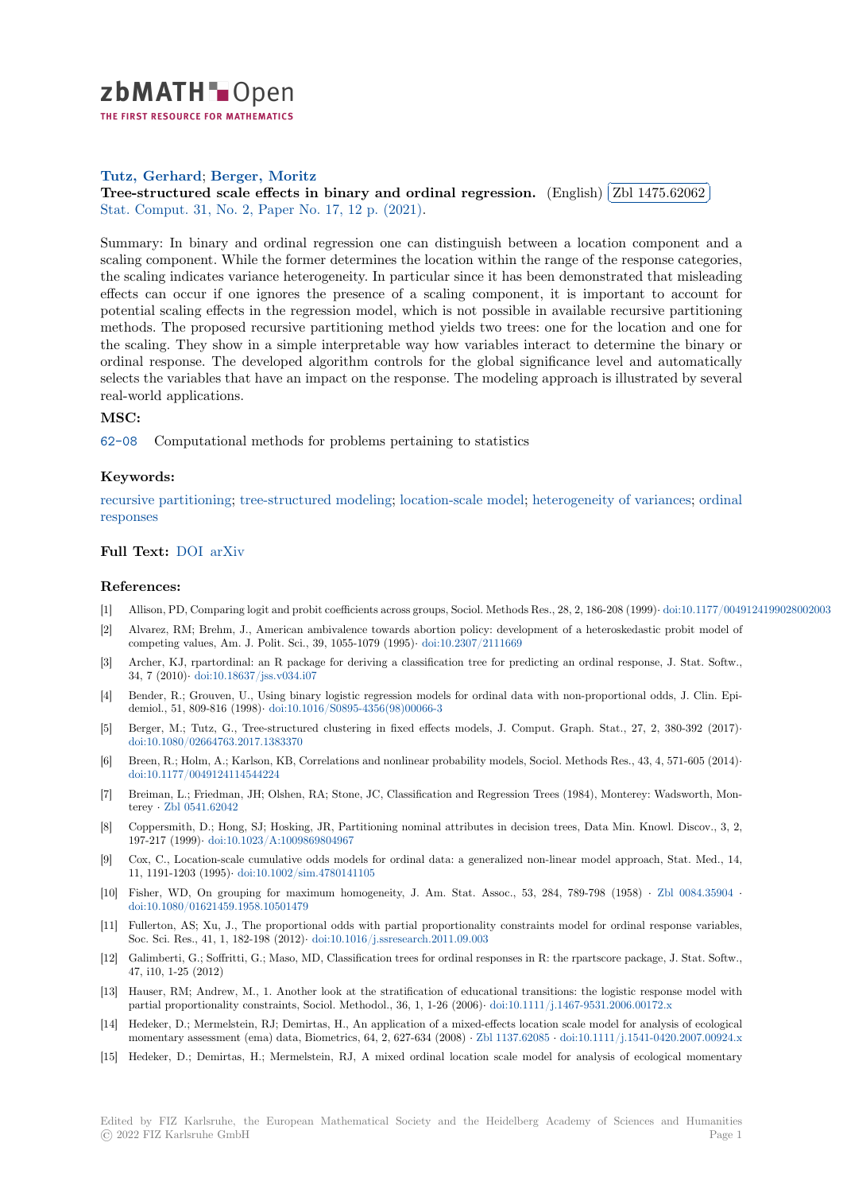zbMATH Open

THE FIRST RESOURCE FOR MATHEMATICS

**Tutz, Gerhard**; **Berger, Moritz**

**Tree-structured scale effects in binary and ordinal regression.** (English) Zbl 1475.62062

Stat. Comput. 31, No. 2, Paper No. 17, 12 p. (2021).

Summary: In binary and ordinal regression one can distinguish between a location component and a scaling component. While the former determines the location within the range of the response categories, the scaling indicates variance heterogeneity. In particular since it has been demonstrated that misleading effects can occur if one ignores the presence of a scaling component, it is important to account for potential scaling effects in the regression model, which is not possible in available recursive partitioning methods. The proposed recursive partitioning method yields two trees: one for the location and one for the scaling. They show in a simple interpretable way how variables interact to determine the binary or ordinal response. The developed algorithm controls for the global significance level and automatically selects the variables that have an impact on the response. The modeling approach is illustrated by several real-world applications.

### MSC:

62-08 Computational methods for problems pertaining to statistics

### Keywords:

recursive partitioning; tree-structured modeling; location-scale model; heterogeneity of variances; ordinal responses

### Full Text: DOI arXiv

### References:

[1] Allison, PD, Comparing logit and probit coefficients across groups, Sociol. Methods Res., 28, 2, 186-208 (1999)· doi:10.1177/0049124199028002003

[2] Alvarez, RM; Brehm, J., American ambivalence towards abortion policy: development of a heteroskedastic probit model of competing values, Am. J. Polit. Sci., 39, 1055-1079 (1995)· doi:10.2307/2111669

[3] Archer, KJ, rpartordinal: an R package for deriving a classification tree for predicting an ordinal response, J. Stat. Softw., 34, 7 (2010)· doi:10.18637/jss.v034.i07

[4] Bender, R.; Grouven, U., Using binary logistic regression models for ordinal data with non-proportional odds, J. Clin. Epidemiol., 51, 809-816 (1998)· doi:10.1016/S0895-4356(98)00066-3

[5] Berger, M.; Tutz, G., Tree-structured clustering in fixed effects models, J. Comput. Graph. Stat., 27, 2, 380-392 (2017)· doi:10.1080/02664763.2017.1383370

[6] Breen, R.; Holm, A.; Karlson, KB, Correlations and nonlinear probability models, Sociol. Methods Res., 43, 4, 571-605 (2014)· doi:10.1177/0049124114544224

[7] Breiman, L.; Friedman, JH; Olshen, RA; Stone, JC, Classification and Regression Trees (1984), Monterey: Wadsworth, Monterey · Zbl 0541.62042

[8] Coppersmith, D.; Hong, SJ; Hosking, JR, Partitioning nominal attributes in decision trees, Data Min. Knowl. Discov., 3, 2, 197-217 (1999)· doi:10.1023/A:1009869804967

[9] Cox, C., Location-scale cumulative odds models for ordinal data: a generalized non-linear model approach, Stat. Med., 14, 11, 1191-1203 (1995)· doi:10.1002/sim.4780141105

[10] Fisher, WD, On grouping for maximum homogeneity, J. Am. Stat. Assoc., 53, 284, 789-798 (1958) · Zbl 0084.35904 · doi:10.1080/01621459.1958.10501479

[11] Fullerton, AS; Xu, J., The proportional odds with partial proportionality constraints model for ordinal response variables, Soc. Sci. Res., 41, 1, 182-198 (2012)· doi:10.1016/j.ssresearch.2011.09.003

[12] Galimberti, G.; Soffritti, G.; Maso, MD, Classification trees for ordinal responses in R: the rpartscore package, J. Stat. Softw., 47, i10, 1-25 (2012)

[13] Hauser, RM; Andrew, M., 1. Another look at the stratification of educational transitions: the logistic response model with partial proportionality constraints, Sociol. Methodol., 36, 1, 1-26 (2006)· doi:10.1111/j.1467-9531.2006.00172.x

[14] Hedeker, D.; Mermelstein, RJ; Demirtas, H., An application of a mixed-effects location scale model for analysis of ecological momentary assessment (ema) data, Biometrics, 64, 2, 627-634 (2008) · Zbl 1137.62085 · doi:10.1111/j.1541-0420.2007.00924.x

[15] Hedeker, D.; Demirtas, H.; Mermelstein, RJ, A mixed ordinal location scale model for analysis of ecological momentary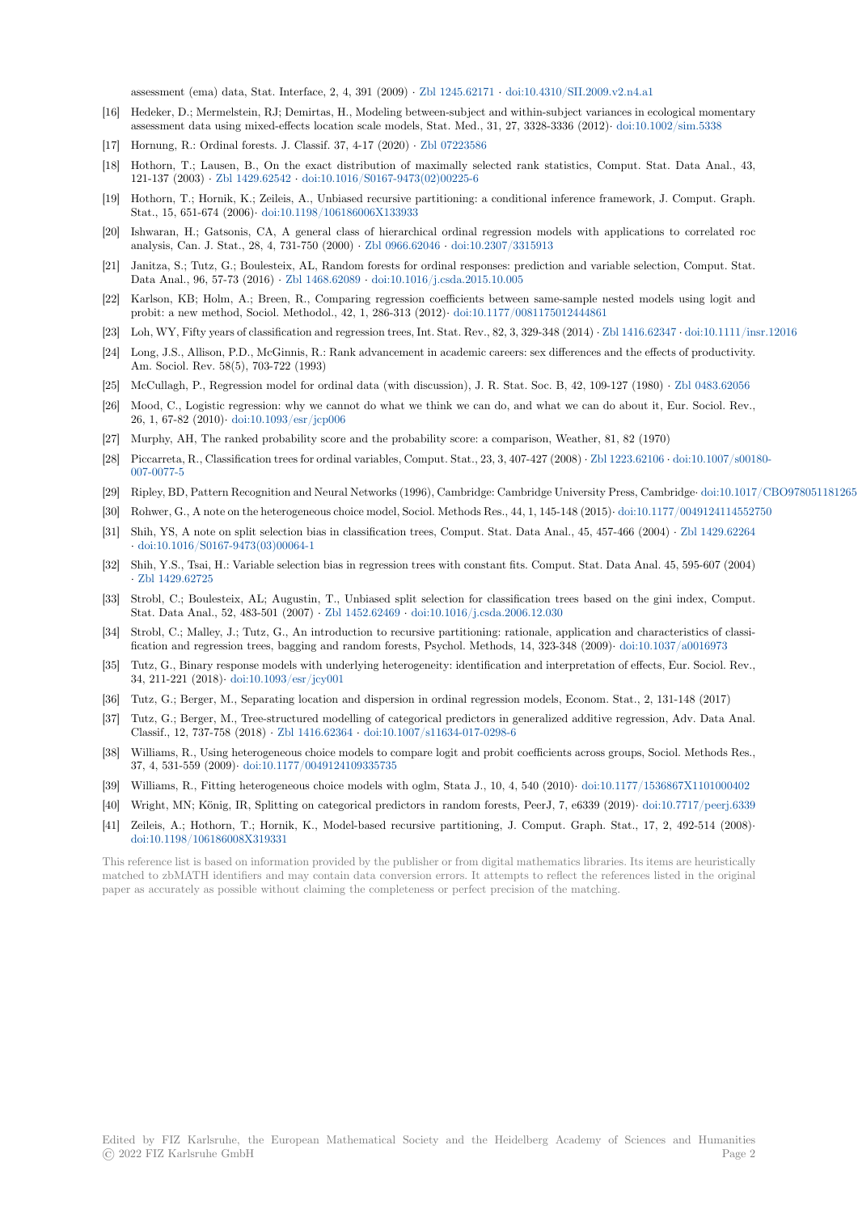assessment (ema) data, Stat. Interface, 2, 4, 391 (2009) · Zbl 1245.62171 · doi:10.4310/SII.2009.v2.n4.a1

[16] Hedeker, D.; Mermelstein, RJ; Demirtas, H., Modeling between-subject and within-subject variances in ecological momentary assessment data using mixed-effects location scale models, Stat. Med., 31, 27, 3328-3336 (2012)· doi:10.1002/sim.5338

[17] Hornung, R.: Ordinal forests. J. Classif. 37, 4-17 (2020) · Zbl 07223586

[18] Hothorn, T.; Lausen, B., On the exact distribution of maximally selected rank statistics, Comput. Stat. Data Anal., 43, 121-137 (2003) · Zbl 1429.62542 · doi:10.1016/S0167-9473(02)00225-6

[19] Hothorn, T.; Hornik, K.; Zeileis, A., Unbiased recursive partitioning: a conditional inference framework, J. Comput. Graph. Stat., 15, 651-674 (2006)· doi:10.1198/106186006X133933

[20] Ishwaran, H.; Gatsonis, CA, A general class of hierarchical ordinal regression models with applications to correlated roc analysis, Can. J. Stat., 28, 4, 731-750 (2000) · Zbl 0966.62046 · doi:10.2307/3315913

[21] Janitza, S.; Tutz, G.; Boulesteix, AL, Random forests for ordinal responses: prediction and variable selection, Comput. Stat. Data Anal., 96, 57-73 (2016) · Zbl 1468.62089 · doi:10.1016/j.csda.2015.10.005

[22] Karlson, KB; Holm, A.; Breen, R., Comparing regression coefficients between same-sample nested models using logit and probit: a new method, Sociol. Methodol., 42, 1, 286-313 (2012)· doi:10.1177/0081175012444861

[23] Loh, WY, Fifty years of classification and regression trees, Int. Stat. Rev., 82, 3, 329-348 (2014) · Zbl 1416.62347 · doi:10.1111/insr.12016

[24] Long, J.S., Allison, P.D., McGinnis, R.: Rank advancement in academic careers: sex differences and the effects of productivity. Am. Sociol. Rev. 58(5), 703-722 (1993)

[25] McCullagh, P., Regression model for ordinal data (with discussion), J. R. Stat. Soc. B, 42, 109-127 (1980) · Zbl 0483.62056

[26] Mood, C., Logistic regression: why we cannot do what we think we can do, and what we can do about it, Eur. Sociol. Rev., 26, 1, 67-82 (2010)· doi:10.1093/esr/jcp006

[27] Murphy, AH, The ranked probability score and the probability score: a comparison, Weather, 81, 82 (1970)

[28] Piccarreta, R., Classification trees for ordinal variables, Comput. Stat., 23, 3, 407-427 (2008) · Zbl 1223.62106 · doi:10.1007/s00180-007-0077-5

[29] Ripley, BD, Pattern Recognition and Neural Networks (1996), Cambridge: Cambridge University Press, Cambridge· doi:10.1017/CBO978051181265

[30] Rohwer, G., A note on the heterogeneous choice model, Sociol. Methods Res., 44, 1, 145-148 (2015)· doi:10.1177/0049124114552750

[31] Shih, YS, A note on split selection bias in classification trees, Comput. Stat. Data Anal., 45, 457-466 (2004) · Zbl 1429.62264 · doi:10.1016/S0167-9473(03)00064-1

[32] Shih, Y.S., Tsai, H.: Variable selection bias in regression trees with constant fits. Comput. Stat. Data Anal. 45, 595-607 (2004) · Zbl 1429.62725

[33] Strobl, C.; Boulesteix, AL; Augustin, T., Unbiased split selection for classification trees based on the gini index, Comput. Stat. Data Anal., 52, 483-501 (2007) · Zbl 1452.62469 · doi:10.1016/j.csda.2006.12.030

[34] Strobl, C.; Malley, J.; Tutz, G., An introduction to recursive partitioning: rationale, application and characteristics of classification and regression trees, bagging and random forests, Psychol. Methods, 14, 323-348 (2009)· doi:10.1037/a0016973

[35] Tutz, G., Binary response models with underlying heterogeneity: identification and interpretation of effects, Eur. Sociol. Rev., 34, 211-221 (2018)· doi:10.1093/esr/jcy001

[36] Tutz, G.; Berger, M., Separating location and dispersion in ordinal regression models, Econom. Stat., 2, 131-148 (2017)

[37] Tutz, G.; Berger, M., Tree-structured modelling of categorical predictors in generalized additive regression, Adv. Data Anal. Classif., 12, 737-758 (2018) · Zbl 1416.62364 · doi:10.1007/s11634-017-0298-6

[38] Williams, R., Using heterogeneous choice models to compare logit and probit coefficients across groups, Sociol. Methods Res., 37, 4, 531-559 (2009)· doi:10.1177/0049124109335735

[39] Williams, R., Fitting heterogeneous choice models with oglm, Stata J., 10, 4, 540 (2010)· doi:10.1177/1536867X1101000402

[40] Wright, MN; König, IR, Splitting on categorical predictors in random forests, PeerJ, 7, e6339 (2019)· doi:10.7717/peerj.6339

[41] Zeileis, A.; Hothorn, T.; Hornik, K., Model-based recursive partitioning, J. Comput. Graph. Stat., 17, 2, 492-514 (2008)· doi:10.1198/106186008X319331

This reference list is based on information provided by the publisher or from digital mathematics libraries. Its items are heuristically matched to zbMATH identifiers and may contain data conversion errors. It attempts to reflect the references listed in the original paper as accurately as possible without claiming the completeness or perfect precision of the matching.